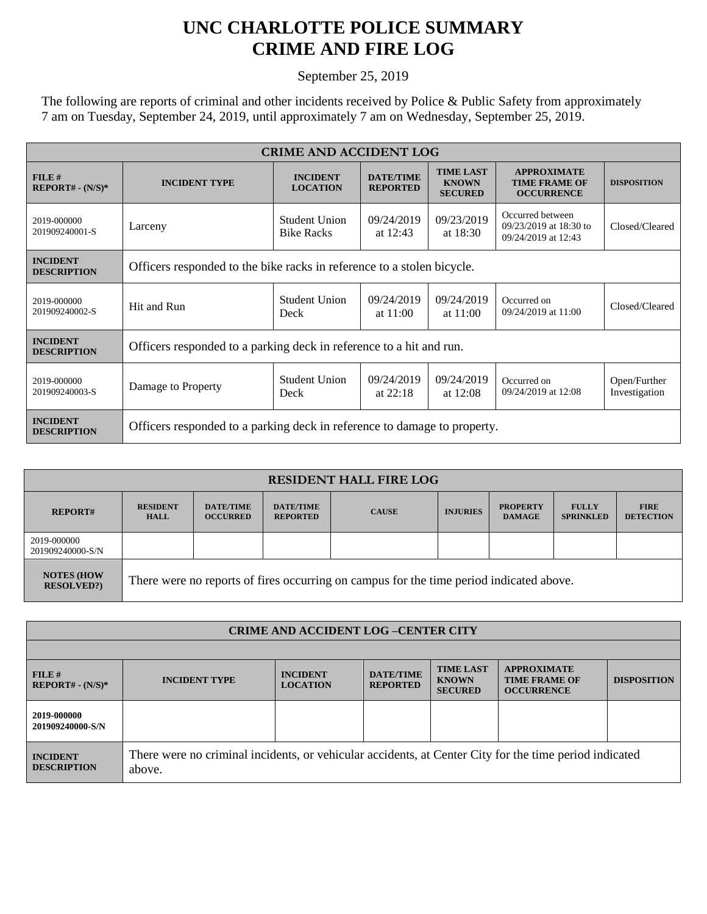# UNC CHARLOTTE POLICE SUMMARY
# CRIME AND FIRE LOG

September 25, 2019

The following are reports of criminal and other incidents received by Police & Public Safety from approximately 7 am on Tuesday, September 24, 2019, until approximately 7 am on Wednesday, September 25, 2019.

| CRIME AND ACCIDENT LOG | | | | | | |
|---|---|---|---|---|---|---|
| **FILE # REPORT# - (N/S)*** | **INCIDENT TYPE** | **INCIDENT LOCATION** | **DATE/TIME REPORTED** | **TIME LAST KNOWN SECURED** | **APPROXIMATE TIME FRAME OF OCCURRENCE** | **DISPOSITION** |
| 2019-000000 201909240001-S | Larceny | Student Union Bike Racks | 09/24/2019 at 12:43 | 09/23/2019 at 18:30 | Occurred between 09/23/2019 at 18:30 to 09/24/2019 at 12:43 | Closed/Cleared |
| **INCIDENT DESCRIPTION** | Officers responded to the bike racks in reference to a stolen bicycle. | | | | | |
| 2019-000000 201909240002-S | Hit and Run | Student Union Deck | 09/24/2019 at 11:00 | 09/24/2019 at 11:00 | Occurred on 09/24/2019 at 11:00 | Closed/Cleared |
| **INCIDENT DESCRIPTION** | Officers responded to a parking deck in reference to a hit and run. | | | | | |
| 2019-000000 201909240003-S | Damage to Property | Student Union Deck | 09/24/2019 at 22:18 | 09/24/2019 at 12:08 | Occurred on 09/24/2019 at 12:08 | Open/Further Investigation |
| **INCIDENT DESCRIPTION** | Officers responded to a parking deck in reference to damage to property. | | | | | |

| RESIDENT HALL FIRE LOG | | | | | | | | |
|---|---|---|---|---|---|---|---|---|
| **REPORT#** | **RESIDENT HALL** | **DATE/TIME OCCURRED** | **DATE/TIME REPORTED** | **CAUSE** | **INJURIES** | **PROPERTY DAMAGE** | **FULLY SPRINKLED** | **FIRE DETECTION** |
| 2019-000000 201909240000-S/N | | | | | | | | |
| **NOTES (HOW RESOLVED?)** | There were no reports of fires occurring on campus for the time period indicated above. | | | | | | | |

| CRIME AND ACCIDENT LOG –CENTER CITY | | | | | | |
|---|---|---|---|---|---|---|
| **FILE # REPORT# - (N/S)*** | **INCIDENT TYPE** | **INCIDENT LOCATION** | **DATE/TIME REPORTED** | **TIME LAST KNOWN SECURED** | **APPROXIMATE TIME FRAME OF OCCURRENCE** | **DISPOSITION** |
| **2019-000000 201909240000-S/N** | | | | | | |
| **INCIDENT DESCRIPTION** | There were no criminal incidents, or vehicular accidents, at Center City for the time period indicated above. | | | | | |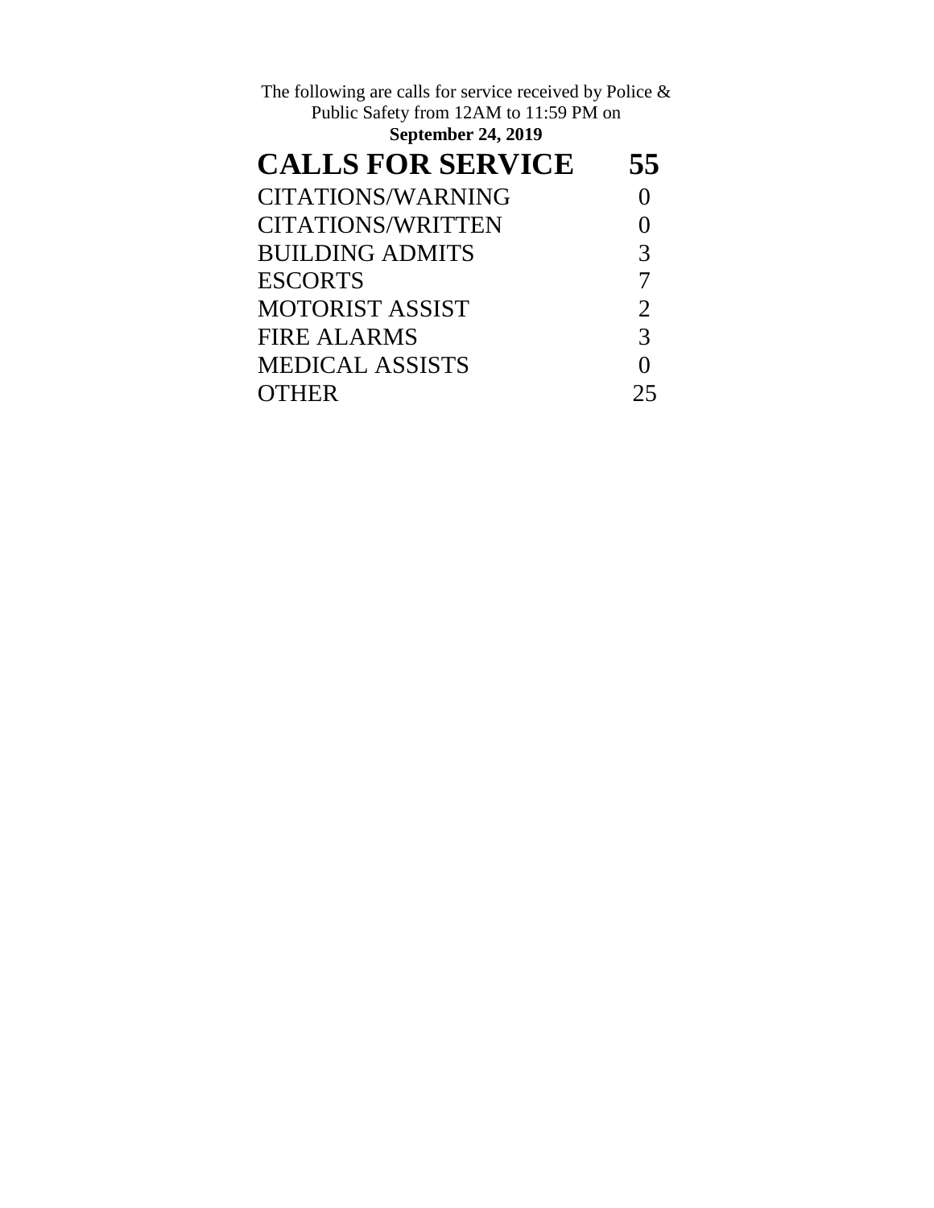The following are calls for service received by Police & Public Safety from 12AM to 11:59 PM on

**September 24, 2019**

| | |
|---|---|
| **CALLS FOR SERVICE** | **55** |
| CITATIONS/WARNING | 0 |
| CITATIONS/WRITTEN | 0 |
| BUILDING ADMITS | 3 |
| ESCORTS | 7 |
| MOTORIST ASSIST | 2 |
| FIRE ALARMS | 3 |
| MEDICAL ASSISTS | 0 |
| OTHER | 25 |